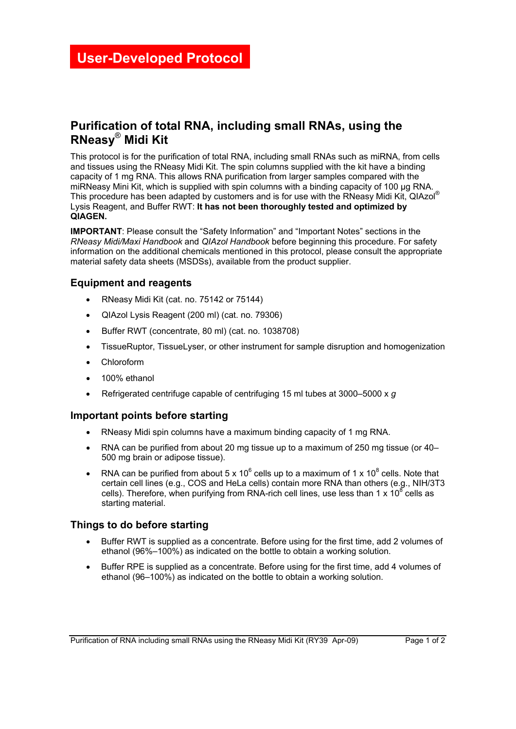# User-Developed Protocol

## Purification of total RNA, including small RNAs, using the RNeasy® Midi Kit

This protocol is for the purification of total RNA, including small RNAs such as miRNA, from cells and tissues using the RNeasy Midi Kit. The spin columns supplied with the kit have a binding capacity of 1 mg RNA. This allows RNA purification from larger samples compared with the miRNeasy Mini Kit, which is supplied with spin columns with a binding capacity of 100 µg RNA. This procedure has been adapted by customers and is for use with the RNeasy Midi Kit, QIAzol® Lysis Reagent, and Buffer RWT: **It has not been thoroughly tested and optimized by QIAGEN.**

**IMPORTANT**: Please consult the "Safety Information" and "Important Notes" sections in the *RNeasy Midi/Maxi Handbook* and *QIAzol Handbook* before beginning this procedure. For safety information on the additional chemicals mentioned in this protocol, please consult the appropriate material safety data sheets (MSDSs), available from the product supplier.

### Equipment and reagents

- RNeasy Midi Kit (cat. no. 75142 or 75144)
- QIAzol Lysis Reagent (200 ml) (cat. no. 79306)
- Buffer RWT (concentrate, 80 ml) (cat. no. 1038708)
- TissueRuptor, TissueLyser, or other instrument for sample disruption and homogenization
- Chloroform
- 100% ethanol
- Refrigerated centrifuge capable of centrifuging 15 ml tubes at 3000–5000 x *g*

### Important points before starting

- RNeasy Midi spin columns have a maximum binding capacity of 1 mg RNA.
- RNA can be purified from about 20 mg tissue up to a maximum of 250 mg tissue (or 40–500 mg brain or adipose tissue).
- RNA can be purified from about 5 x $10^6$ cells up to a maximum of 1 x $10^8$ cells. Note that certain cell lines (e.g., COS and HeLa cells) contain more RNA than others (e.g., NIH/3T3 cells). Therefore, when purifying from RNA-rich cell lines, use less than 1 x $10^8$ cells as starting material.

### Things to do before starting

- Buffer RWT is supplied as a concentrate. Before using for the first time, add 2 volumes of ethanol (96%–100%) as indicated on the bottle to obtain a working solution.
- Buffer RPE is supplied as a concentrate. Before using for the first time, add 4 volumes of ethanol (96–100%) as indicated on the bottle to obtain a working solution.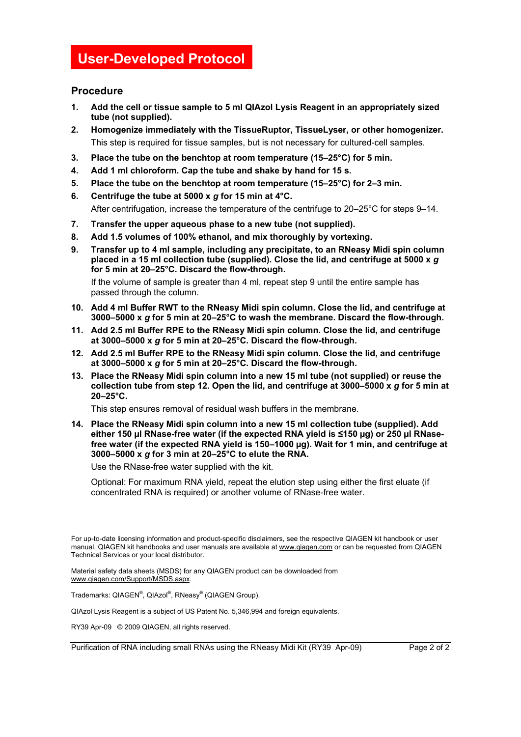# User-Developed Protocol

## Procedure

1. **Add the cell or tissue sample to 5 ml QIAzol Lysis Reagent in an appropriately sized tube (not supplied).**
2. **Homogenize immediately with the TissueRuptor, TissueLyser, or other homogenizer.**

   This step is required for tissue samples, but is not necessary for cultured-cell samples.
3. **Place the tube on the benchtop at room temperature (15–25°C) for 5 min.**
4. **Add 1 ml chloroform. Cap the tube and shake by hand for 15 s.**
5. **Place the tube on the benchtop at room temperature (15–25°C) for 2–3 min.**
6. **Centrifuge the tube at 5000 x *g* for 15 min at 4°C.**

   After centrifugation, increase the temperature of the centrifuge to 20–25°C for steps 9–14.
7. **Transfer the upper aqueous phase to a new tube (not supplied).**
8. **Add 1.5 volumes of 100% ethanol, and mix thoroughly by vortexing.**
9. **Transfer up to 4 ml sample, including any precipitate, to an RNeasy Midi spin column placed in a 15 ml collection tube (supplied). Close the lid, and centrifuge at 5000 x *g* for 5 min at 20–25°C. Discard the flow-through.**

   If the volume of sample is greater than 4 ml, repeat step 9 until the entire sample has passed through the column.
10. **Add 4 ml Buffer RWT to the RNeasy Midi spin column. Close the lid, and centrifuge at 3000–5000 x *g* for 5 min at 20–25°C to wash the membrane. Discard the flow-through.**
11. **Add 2.5 ml Buffer RPE to the RNeasy Midi spin column. Close the lid, and centrifuge at 3000–5000 x *g* for 5 min at 20–25°C. Discard the flow-through.**
12. **Add 2.5 ml Buffer RPE to the RNeasy Midi spin column. Close the lid, and centrifuge at 3000–5000 x *g* for 5 min at 20–25°C. Discard the flow-through.**
13. **Place the RNeasy Midi spin column into a new 15 ml tube (not supplied) or reuse the collection tube from step 12. Open the lid, and centrifuge at 3000–5000 x *g* for 5 min at 20–25°C.**

    This step ensures removal of residual wash buffers in the membrane.
14. **Place the RNeasy Midi spin column into a new 15 ml collection tube (supplied). Add either 150 µl RNase-free water (if the expected RNA yield is ≤150 µg) or 250 µl RNase-free water (if the expected RNA yield is 150–1000 µg). Wait for 1 min, and centrifuge at 3000–5000 x *g* for 3 min at 20–25°C to elute the RNA.**

    Use the RNase-free water supplied with the kit.

    Optional: For maximum RNA yield, repeat the elution step using either the first eluate (if concentrated RNA is required) or another volume of RNase-free water.

For up-to-date licensing information and product-specific disclaimers, see the respective QIAGEN kit handbook or user manual. QIAGEN kit handbooks and user manuals are available at www.qiagen.com or can be requested from QIAGEN Technical Services or your local distributor.

Material safety data sheets (MSDS) for any QIAGEN product can be downloaded from www.qiagen.com/Support/MSDS.aspx.

Trademarks: QIAGEN®, QIAzol®, RNeasy® (QIAGEN Group).

QIAzol Lysis Reagent is a subject of US Patent No. 5,346,994 and foreign equivalents.

RY39 Apr-09 © 2009 QIAGEN, all rights reserved.